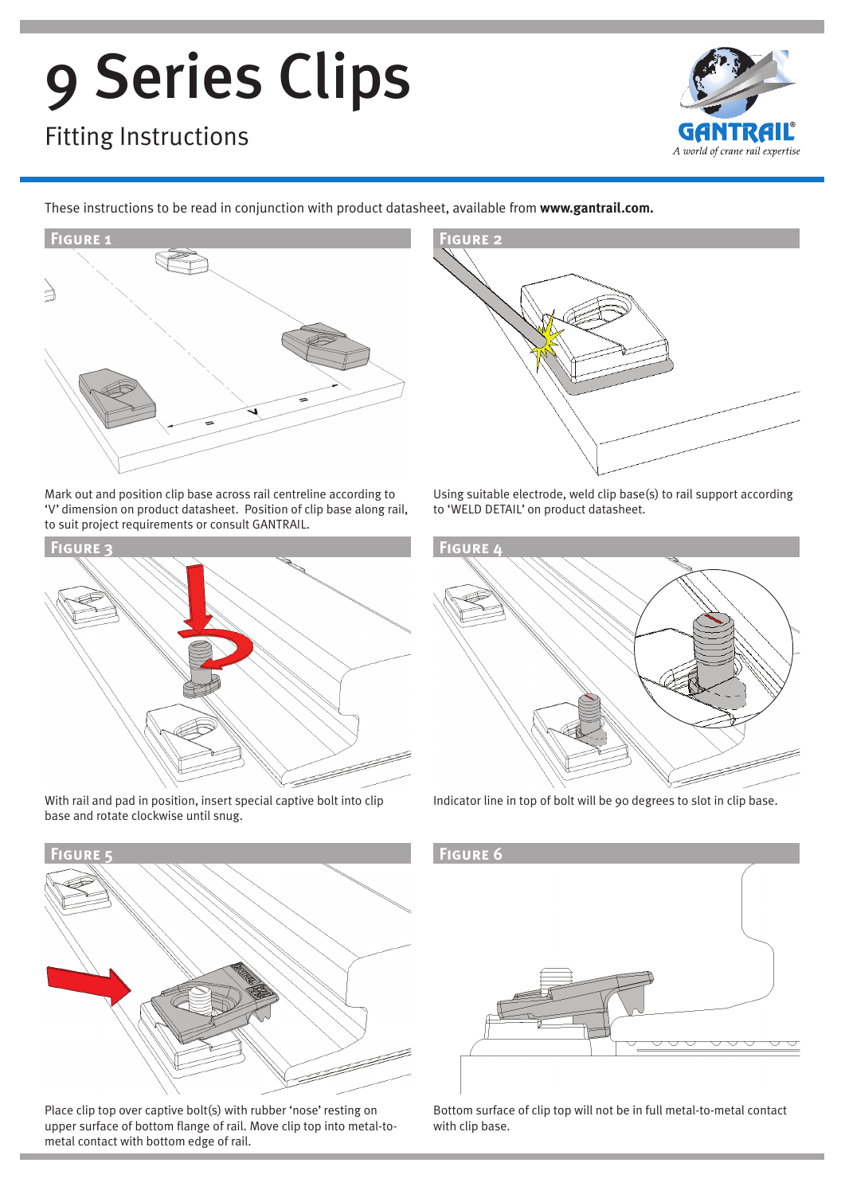# 9 Series Clips

## Fitting Instructions

GANTRAIL®
*A world of crane rail expertise*

These instructions to be read in conjunction with product datasheet, available from **www.gantrail.com.**

### Figure 1

Mark out and position clip base across rail centreline according to 'V' dimension on product datasheet. Position of clip base along rail, to suit project requirements or consult GANTRAIL.

### Figure 2

Using suitable electrode, weld clip base(s) to rail support according to 'WELD DETAIL' on product datasheet.

### Figure 3

With rail and pad in position, insert special captive bolt into clip base and rotate clockwise until snug.

### Figure 4

Indicator line in top of bolt will be 90 degrees to slot in clip base.

### Figure 5

Place clip top over captive bolt(s) with rubber 'nose' resting on upper surface of bottom flange of rail. Move clip top into metal-to-metal contact with bottom edge of rail.

### Figure 6

Bottom surface of clip top will not be in full metal-to-metal contact with clip base.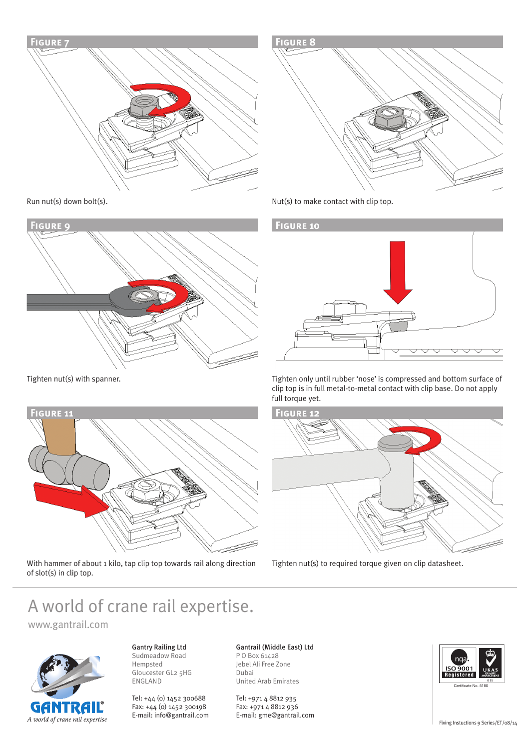## Figure 7

Run nut(s) down bolt(s).

## Figure 8

Nut(s) to make contact with clip top.

## Figure 9

Tighten nut(s) with spanner.

## Figure 10

Tighten only until rubber 'nose' is compressed and bottom surface of clip top is in full metal-to-metal contact with clip base. Do not apply full torque yet.

## Figure 11

With hammer of about 1 kilo, tap clip top towards rail along direction of slot(s) in clip top.

## Figure 12

Tighten nut(s) to required torque given on clip datasheet.

# A world of crane rail expertise.

www.gantrail.com

GANTRAIL®
*A world of crane rail expertise*

**Gantry Railing Ltd**
Sudmeadow Road
Hempsted
Gloucester GL2 5HG
ENGLAND

Tel: +44 (0) 1452 300688
Fax: +44 (0) 1452 300198
E-mail: info@gantrail.com

**Gantrail (Middle East) Ltd**
P O Box 61428
Jebel Ali Free Zone
Dubai
United Arab Emirates

Tel: +971 4 8812 935
Fax: +971 4 8812 936
E-mail: gme@gantrail.com

nqa. ISO 9001 Registered
UKAS QUALITY MANAGEMENT 015
Certificate No. 5180

Fixing Instuctions 9 Series/ET/08/14